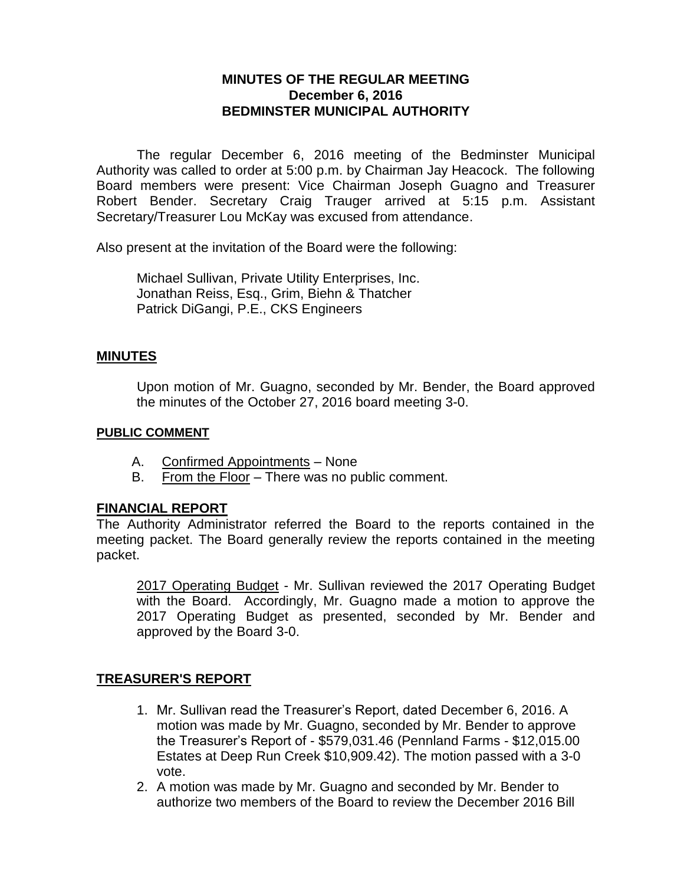# MINUTES OF THE REGULAR MEETING
## December 6, 2016
## BEDMINSTER MUNICIPAL AUTHORITY

The regular December 6, 2016 meeting of the Bedminster Municipal Authority was called to order at 5:00 p.m. by Chairman Jay Heacock. The following Board members were present: Vice Chairman Joseph Guagno and Treasurer Robert Bender. Secretary Craig Trauger arrived at 5:15 p.m. Assistant Secretary/Treasurer Lou McKay was excused from attendance.

Also present at the invitation of the Board were the following:

Michael Sullivan, Private Utility Enterprises, Inc.
Jonathan Reiss, Esq., Grim, Biehn & Thatcher
Patrick DiGangi, P.E., CKS Engineers

## MINUTES

Upon motion of Mr. Guagno, seconded by Mr. Bender, the Board approved the minutes of the October 27, 2016 board meeting 3-0.

### PUBLIC COMMENT

A. Confirmed Appointments – None
B. From the Floor – There was no public comment.

## FINANCIAL REPORT

The Authority Administrator referred the Board to the reports contained in the meeting packet. The Board generally review the reports contained in the meeting packet.

2017 Operating Budget - Mr. Sullivan reviewed the 2017 Operating Budget with the Board. Accordingly, Mr. Guagno made a motion to approve the 2017 Operating Budget as presented, seconded by Mr. Bender and approved by the Board 3-0.

## TREASURER'S REPORT

1. Mr. Sullivan read the Treasurer's Report, dated December 6, 2016. A motion was made by Mr. Guagno, seconded by Mr. Bender to approve the Treasurer's Report of - $579,031.46 (Pennland Farms - $12,015.00 Estates at Deep Run Creek $10,909.42). The motion passed with a 3-0 vote.
2. A motion was made by Mr. Guagno and seconded by Mr. Bender to authorize two members of the Board to review the December 2016 Bill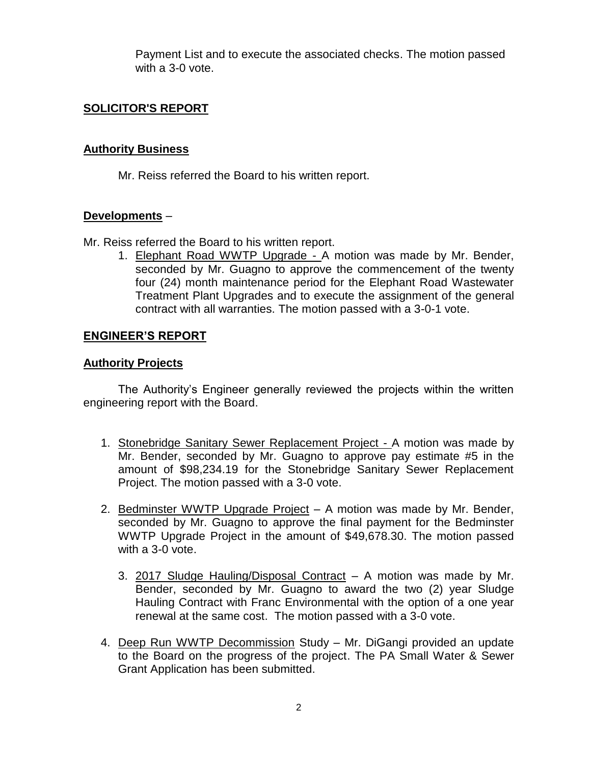Payment List and to execute the associated checks. The motion passed with a 3-0 vote.

## SOLICITOR'S REPORT

### Authority Business

Mr. Reiss referred the Board to his written report.

### Developments –

Mr. Reiss referred the Board to his written report.

1. Elephant Road WWTP Upgrade - A motion was made by Mr. Bender, seconded by Mr. Guagno to approve the commencement of the twenty four (24) month maintenance period for the Elephant Road Wastewater Treatment Plant Upgrades and to execute the assignment of the general contract with all warranties. The motion passed with a 3-0-1 vote.

## ENGINEER'S REPORT

### Authority Projects

The Authority's Engineer generally reviewed the projects within the written engineering report with the Board.

1. Stonebridge Sanitary Sewer Replacement Project - A motion was made by Mr. Bender, seconded by Mr. Guagno to approve pay estimate #5 in the amount of $98,234.19 for the Stonebridge Sanitary Sewer Replacement Project. The motion passed with a 3-0 vote.

2. Bedminster WWTP Upgrade Project – A motion was made by Mr. Bender, seconded by Mr. Guagno to approve the final payment for the Bedminster WWTP Upgrade Project in the amount of $49,678.30. The motion passed with a 3-0 vote.

3. 2017 Sludge Hauling/Disposal Contract – A motion was made by Mr. Bender, seconded by Mr. Guagno to award the two (2) year Sludge Hauling Contract with Franc Environmental with the option of a one year renewal at the same cost. The motion passed with a 3-0 vote.

4. Deep Run WWTP Decommission Study – Mr. DiGangi provided an update to the Board on the progress of the project. The PA Small Water & Sewer Grant Application has been submitted.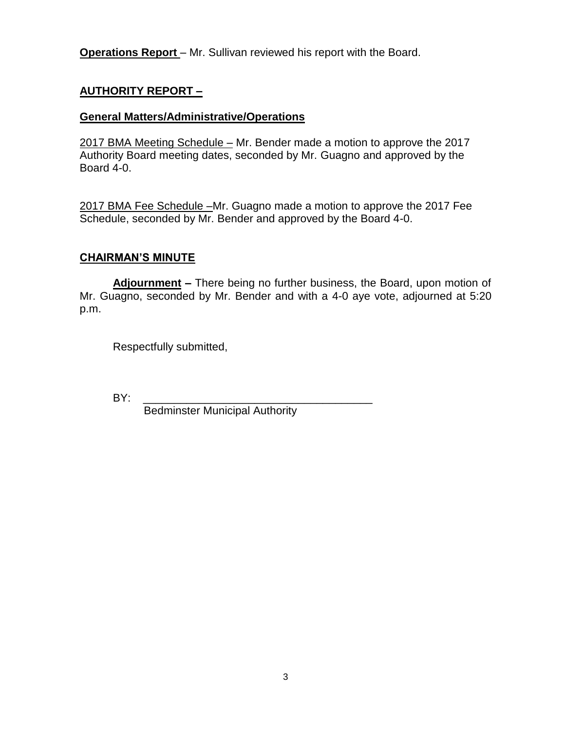**Operations Report** – Mr. Sullivan reviewed his report with the Board.

## AUTHORITY REPORT –

### General Matters/Administrative/Operations

2017 BMA Meeting Schedule – Mr. Bender made a motion to approve the 2017 Authority Board meeting dates, seconded by Mr. Guagno and approved by the Board 4-0.

2017 BMA Fee Schedule –Mr. Guagno made a motion to approve the 2017 Fee Schedule, seconded by Mr. Bender and approved by the Board 4-0.

## CHAIRMAN'S MINUTE

**Adjournment –** There being no further business, the Board, upon motion of Mr. Guagno, seconded by Mr. Bender and with a 4-0 aye vote, adjourned at 5:20 p.m.

Respectfully submitted,

BY: ______________________________________

Bedminster Municipal Authority